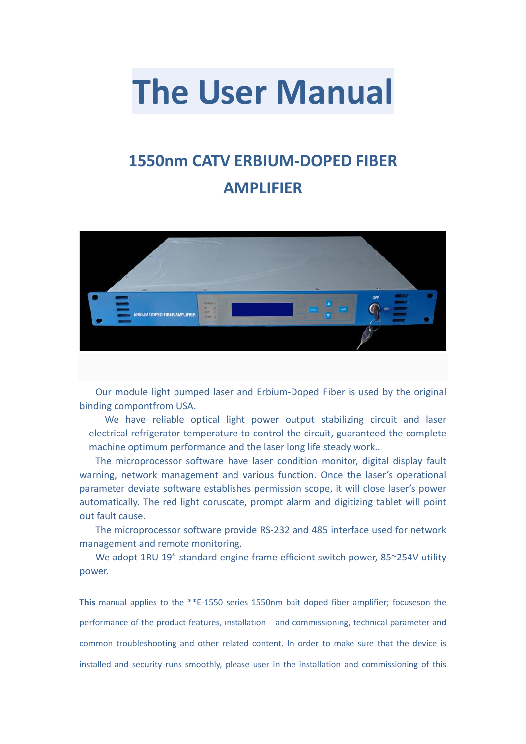# The User Manual

## 1550nm CATV ERBIUM-DOPED FIBER AMPLIFIER

Our module light pumped laser and Erbium-Doped Fiber is used by the original binding compontfrom USA.

We have reliable optical light power output stabilizing circuit and laser electrical refrigerator temperature to control the circuit, guaranteed the complete machine optimum performance and the laser long life steady work..

The microprocessor software have laser condition monitor, digital display fault warning, network management and various function. Once the laser's operational parameter deviate software establishes permission scope, it will close laser's power automatically. The red light coruscate, prompt alarm and digitizing tablet will point out fault cause.

The microprocessor software provide RS-232 and 485 interface used for network management and remote monitoring.

We adopt 1RU 19" standard engine frame efficient switch power, 85~254V utility power.

**This** manual applies to the **E-1550 series 1550nm bait doped fiber amplifier; focuseson the performance of the product features, installation and commissioning, technical parameter and common troubleshooting and other related content. In order to make sure that the device is installed and security runs smoothly, please user in the installation and commissioning of this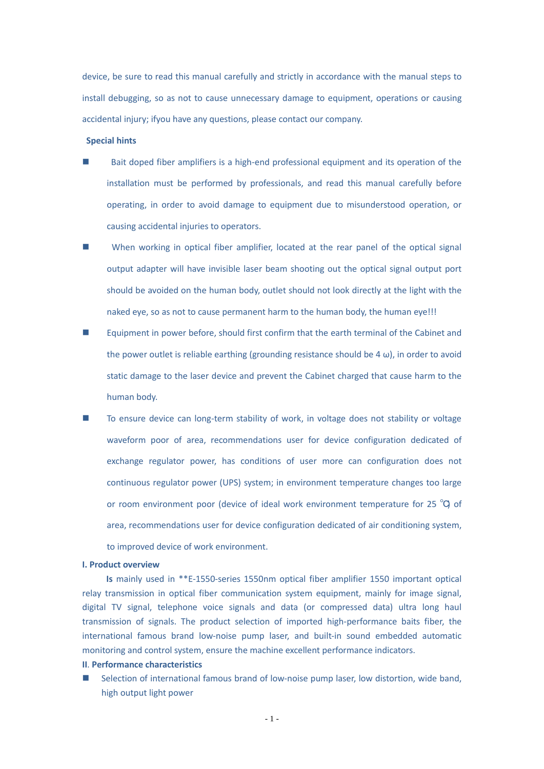device, be sure to read this manual carefully and strictly in accordance with the manual steps to install debugging, so as not to cause unnecessary damage to equipment, operations or causing accidental injury; ifyou have any questions, please contact our company.

**Special hints**

- Bait doped fiber amplifiers is a high-end professional equipment and its operation of the installation must be performed by professionals, and read this manual carefully before operating, in order to avoid damage to equipment due to misunderstood operation, or causing accidental injuries to operators.
- When working in optical fiber amplifier, located at the rear panel of the optical signal output adapter will have invisible laser beam shooting out the optical signal output port should be avoided on the human body, outlet should not look directly at the light with the naked eye, so as not to cause permanent harm to the human body, the human eye!!!
- Equipment in power before, should first confirm that the earth terminal of the Cabinet and the power outlet is reliable earthing (grounding resistance should be 4 ω), in order to avoid static damage to the laser device and prevent the Cabinet charged that cause harm to the human body.
- To ensure device can long-term stability of work, in voltage does not stability or voltage waveform poor of area, recommendations user for device configuration dedicated of exchange regulator power, has conditions of user more can configuration does not continuous regulator power (UPS) system; in environment temperature changes too large or room environment poor (device of ideal work environment temperature for 25 ℃) of area, recommendations user for device configuration dedicated of air conditioning system, to improved device of work environment.

**I. Product overview**

**Is** mainly used in **E-1550-series 1550nm optical fiber amplifier 1550 important optical relay transmission in optical fiber communication system equipment, mainly for image signal, digital TV signal, telephone voice signals and data (or compressed data) ultra long haul transmission of signals. The product selection of imported high-performance baits fiber, the international famous brand low-noise pump laser, and built-in sound embedded automatic monitoring and control system, ensure the machine excellent performance indicators.

**II. Performance characteristics**

- Selection of international famous brand of low-noise pump laser, low distortion, wide band, high output light power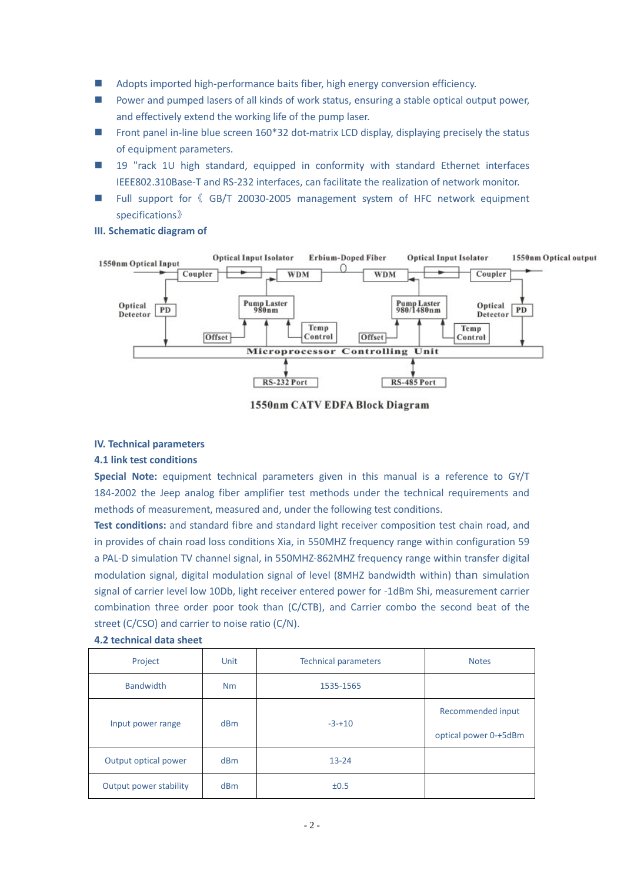- Adopts imported high-performance baits fiber, high energy conversion efficiency.
- Power and pumped lasers of all kinds of work status, ensuring a stable optical output power, and effectively extend the working life of the pump laser.
- Front panel in-line blue screen 160*32 dot-matrix LCD display, displaying precisely the status of equipment parameters.
- 19 "rack 1U high standard, equipped in conformity with standard Ethernet interfaces IEEE802.310Base-T and RS-232 interfaces, can facilitate the realization of network monitor.
- Full support for《 GB/T 20030-2005 management system of HFC network equipment specifications》

### III. Schematic diagram of

1550nm CATV EDFA Block Diagram

### IV. Technical parameters

#### 4.1 link test conditions

**Special Note:** equipment technical parameters given in this manual is a reference to GY/T 184-2002 the Jeep analog fiber amplifier test methods under the technical requirements and methods of measurement, measured and, under the following test conditions.

**Test conditions:** and standard fibre and standard light receiver composition test chain road, and in provides of chain road loss conditions Xia, in 550MHZ frequency range within configuration 59 a PAL-D simulation TV channel signal, in 550MHZ-862MHZ frequency range within transfer digital modulation signal, digital modulation signal of level (8MHZ bandwidth within) than simulation signal of carrier level low 10Db, light receiver entered power for -1dBm Shi, measurement carrier combination three order poor took than (C/CTB), and Carrier combo the second beat of the street (C/CSO) and carrier to noise ratio (C/N).

#### 4.2 technical data sheet

| Project | Unit | Technical parameters | Notes |
|---|---|---|---|
| Bandwidth | Nm | 1535-1565 | |
| Input power range | dBm | -3-+10 | Recommended input optical power 0-+5dBm |
| Output optical power | dBm | 13-24 | |
| Output power stability | dBm | ±0.5 | |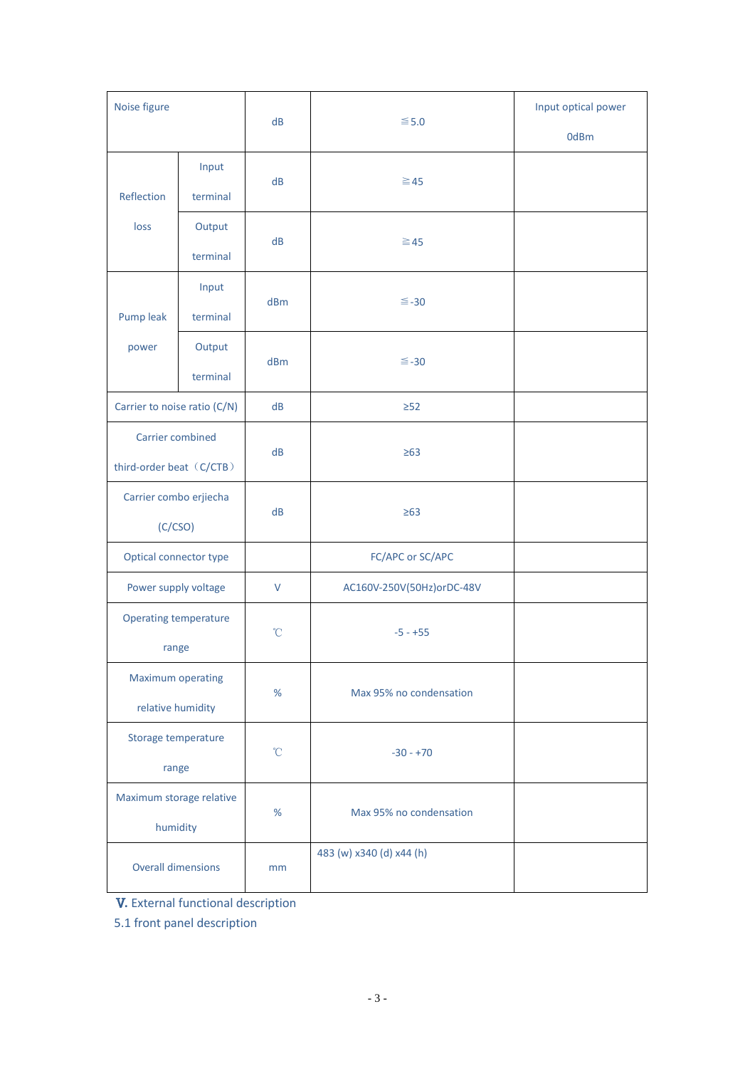| Noise figure | | dB | ≦5.0 | Input optical power 0dBm |
|---|---|---|---|---|
| Reflection loss | Input terminal | dB | ≧45 | |
| | Output terminal | dB | ≧45 | |
| Pump leak power | Input terminal | dBm | ≦-30 | |
| | Output terminal | dBm | ≦-30 | |
| Carrier to noise ratio (C/N) | | dB | ≥52 | |
| Carrier combined third-order beat（C/CTB） | | dB | ≥63 | |
| Carrier combo erjiecha (C/CSO) | | dB | ≥63 | |
| Optical connector type | | | FC/APC or SC/APC | |
| Power supply voltage | | V | AC160V-250V(50Hz)orDC-48V | |
| Operating temperature range | | ℃ | -5 - +55 | |
| Maximum operating relative humidity | | % | Max 95% no condensation | |
| Storage temperature range | | ℃ | -30 - +70 | |
| Maximum storage relative humidity | | % | Max 95% no condensation | |
| Overall dimensions | | mm | 483 (w) x340 (d) x44 (h) | |

## Ⅴ. External functional description

### 5.1 front panel description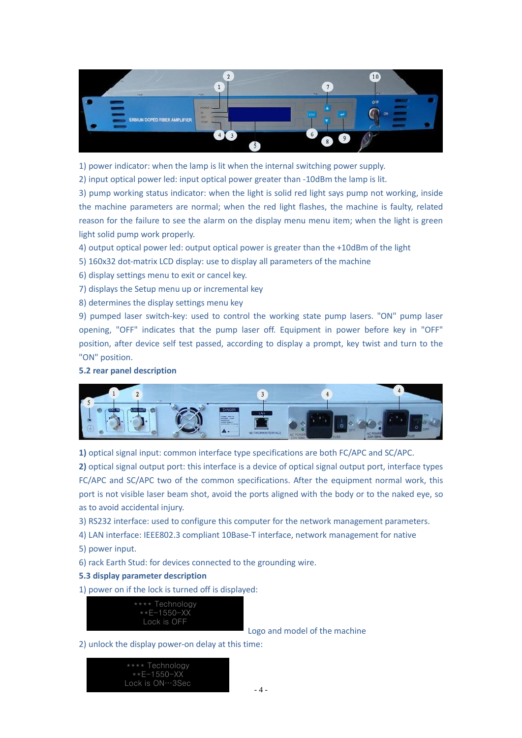1) power indicator: when the lamp is lit when the internal switching power supply.

2) input optical power led: input optical power greater than -10dBm the lamp is lit.

3) pump working status indicator: when the light is solid red light says pump not working, inside the machine parameters are normal; when the red light flashes, the machine is faulty, related reason for the failure to see the alarm on the display menu menu item; when the light is green light solid pump work properly.

4) output optical power led: output optical power is greater than the +10dBm of the light

5) 160x32 dot-matrix LCD display: use to display all parameters of the machine

6) display settings menu to exit or cancel key.

7) displays the Setup menu up or incremental key

8) determines the display settings menu key

9) pumped laser switch-key: used to control the working state pump lasers. "ON" pump laser opening, "OFF" indicates that the pump laser off. Equipment in power before key in "OFF" position, after device self test passed, according to display a prompt, key twist and turn to the "ON" position.

### 5.2 rear panel description

**1)** optical signal input: common interface type specifications are both FC/APC and SC/APC.

**2)** optical signal output port: this interface is a device of optical signal output port, interface types FC/APC and SC/APC two of the common specifications. After the equipment normal work, this port is not visible laser beam shot, avoid the ports aligned with the body or to the naked eye, so as to avoid accidental injury.

3) RS232 interface: used to configure this computer for the network management parameters.

4) LAN interface: IEEE802.3 compliant 10Base-T interface, network management for native

5) power input.

6) rack Earth Stud: for devices connected to the grounding wire.

### 5.3 display parameter description

1) power on if the lock is turned off is displayed:

```
**** Technology
**E-1550-XX
Lock is OFF
```

Logo and model of the machine

2) unlock the display power-on delay at this time:

```
**** Technology
**E-1550-XX
Lock is ON···3Sec
```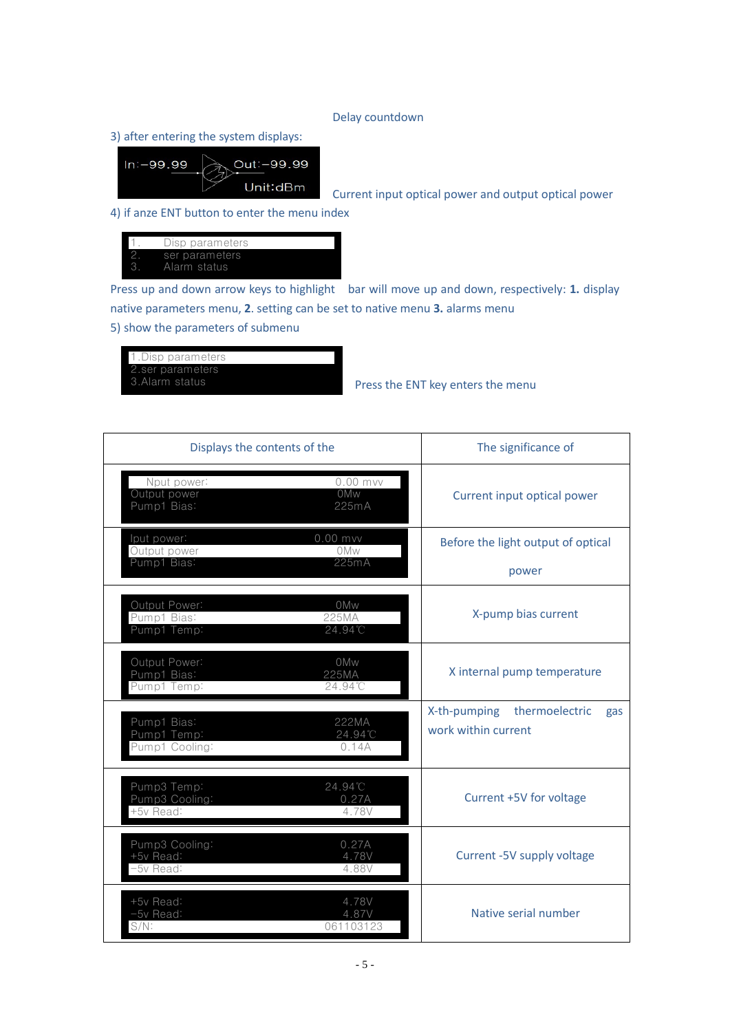Delay countdown

3) after entering the system displays:

```
In:-99.99        Out:-99.99
                 Unit:dBm
```

Current input optical power and output optical power

4) if anze ENT button to enter the menu index

```
1.   Disp parameters
2.   ser parameters
3.   Alarm status
```

Press up and down arrow keys to highlight bar will move up and down, respectively: **1.** display native parameters menu, **2**. setting can be set to native menu **3.** alarms menu

5) show the parameters of submenu

```
1.Disp parameters
2.ser parameters
3.Alarm status
```

Press the ENT key enters the menu

| Displays the contents of the | The significance of |
|---|---|
| Nput power: 0.00 mvv<br>Output power 0Mw<br>Pump1 Bias: 225mA | Current input optical power |
| Iput power: 0.00 mvv<br>Output power 0Mw<br>Pump1 Bias: 225mA | Before the light output of optical power |
| Output Power: 0Mw<br>Pump1 Bias: 225MA<br>Pump1 Temp: 24.94℃ | X-pump bias current |
| Output Power: 0Mw<br>Pump1 Bias: 225MA<br>Pump1 Temp: 24.94℃ | X internal pump temperature |
| Pump1 Bias: 222MA<br>Pump1 Temp: 24.94℃<br>Pump1 Cooling: 0.14A | X-th-pumping thermoelectric gas work within current |
| Pump3 Temp: 24.94℃<br>Pump3 Cooling: 0.27A<br>+5v Read: 4.78V | Current +5V for voltage |
| Pump3 Cooling: 0.27A<br>+5v Read: 4.78V<br>-5v Read: 4.88V | Current -5V supply voltage |
| +5v Read: 4.78V<br>-5v Read: 4.87V<br>S/N: 061103123 | Native serial number |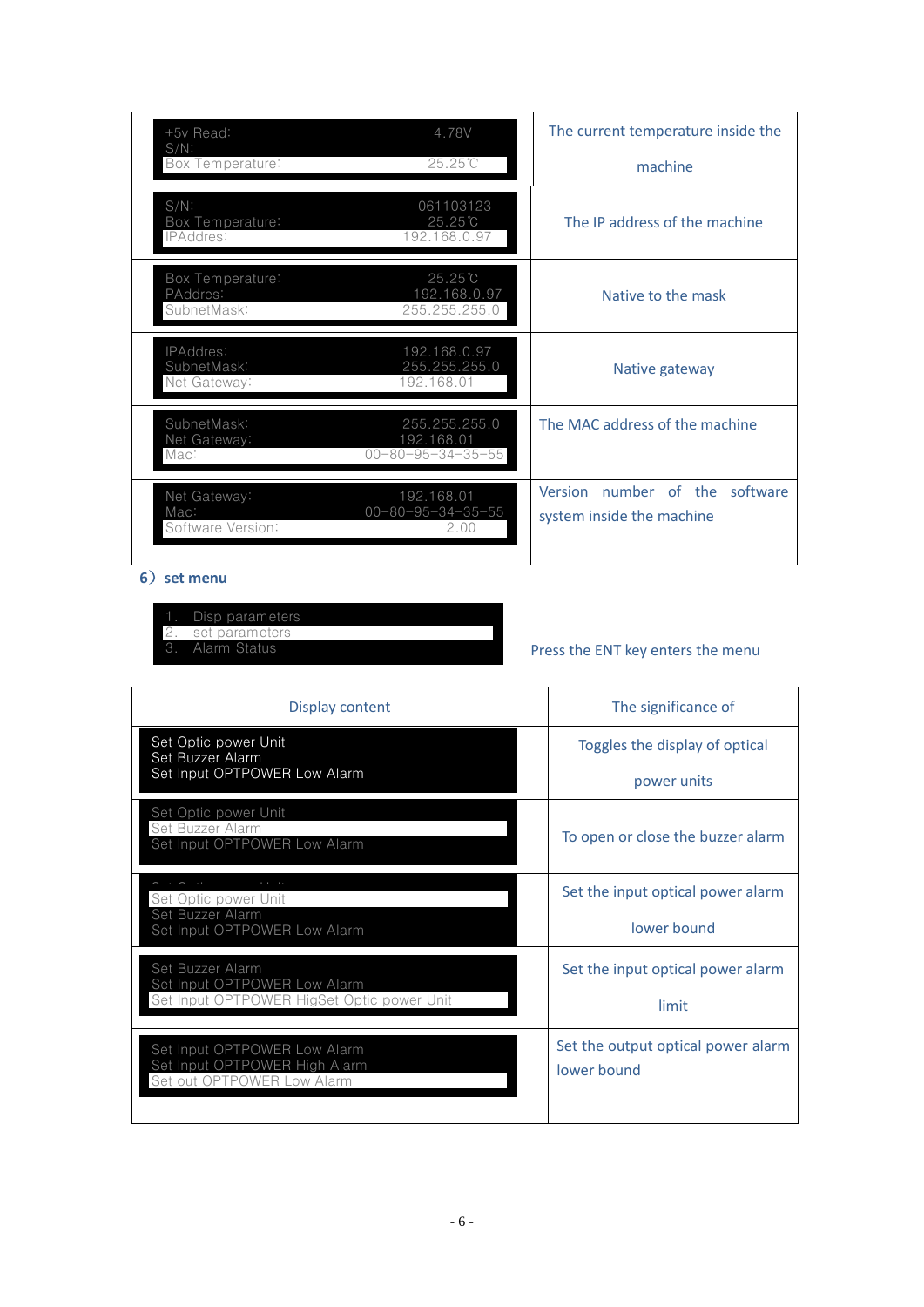| Display | Meaning |
|---|---|
| +5v Read: 4.78V<br>S/N:<br>Box Temperature: 25.25℃ | The current temperature inside the machine |
| S/N: 061103123<br>Box Temperature: 25.25℃<br>IPAddres: 192.168.0.97 | The IP address of the machine |
| Box Temperature: 25.25℃<br>PAddres: 192.168.0.97<br>SubnetMask: 255.255.255.0 | Native to the mask |
| IPAddres: 192.168.0.97<br>SubnetMask: 255.255.255.0<br>Net Gateway: 192.168.01 | Native gateway |
| SubnetMask: 255.255.255.0<br>Net Gateway: 192.168.01<br>Mac: 00-80-95-34-35-55 | The MAC address of the machine |
| Net Gateway: 192.168.01<br>Mac: 00-80-95-34-35-55<br>Software Version: 2.00 | Version number of the software system inside the machine |

### 6）set menu

```
1.  Disp parameters
2.  set parameters
3.  Alarm Status
```

Press the ENT key enters the menu

| Display content | The significance of |
|---|---|
| Set Optic power Unit<br>Set Buzzer Alarm<br>Set Input OPTPOWER Low Alarm | Toggles the display of optical power units |
| Set Optic power Unit<br>Set Buzzer Alarm<br>Set Input OPTPOWER Low Alarm | To open or close the buzzer alarm |
| Set Optic power Unit<br>Set Buzzer Alarm<br>Set Input OPTPOWER Low Alarm | Set the input optical power alarm lower bound |
| Set Buzzer Alarm<br>Set Input OPTPOWER Low Alarm<br>Set Input OPTPOWER HigSet Optic power Unit | Set the input optical power alarm limit |
| Set Input OPTPOWER Low Alarm<br>Set Input OPTPOWER High Alarm<br>Set out OPTPOWER Low Alarm | Set the output optical power alarm lower bound |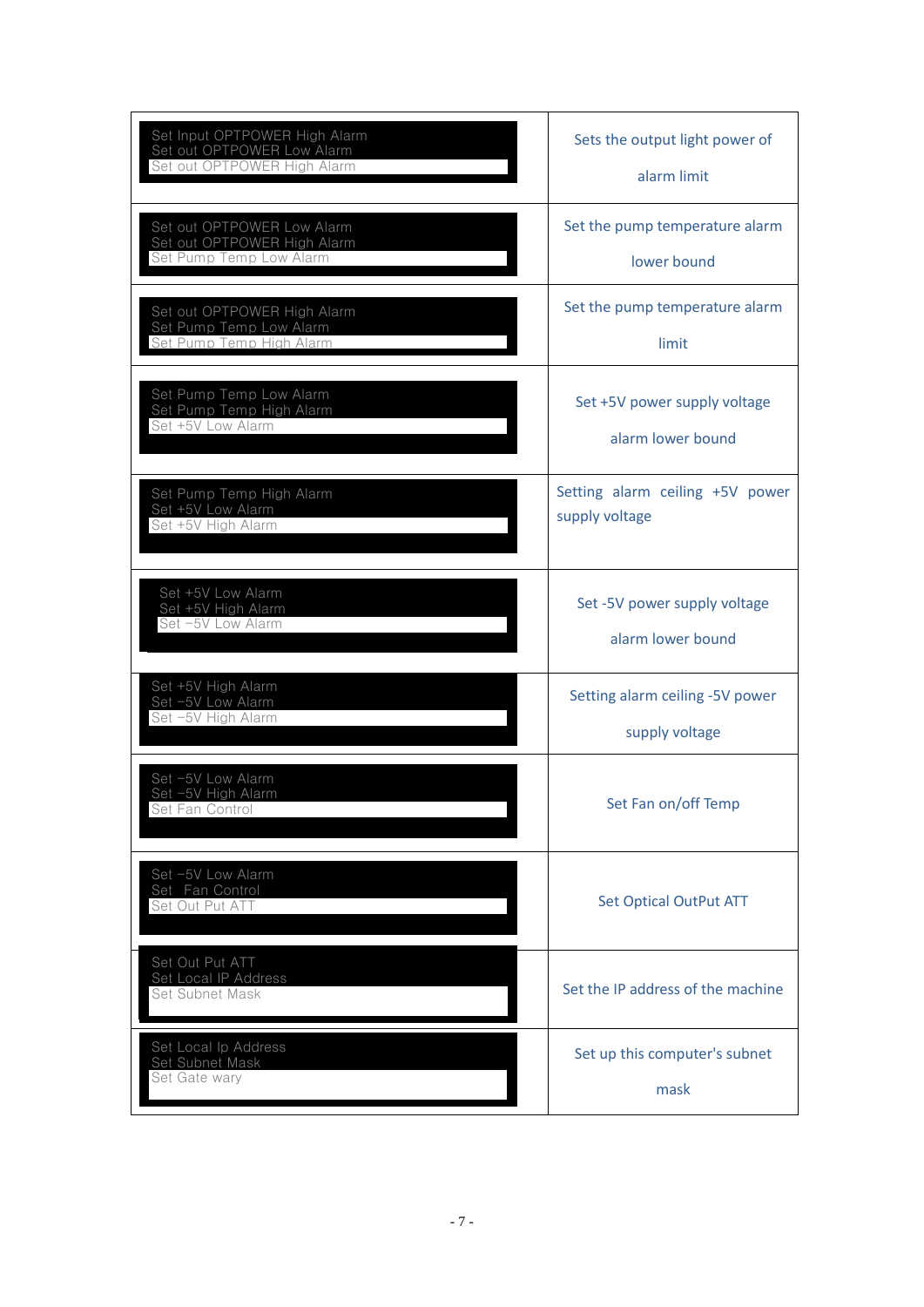| | |
|---|---|
| Set Input OPTPOWER High Alarm<br>Set out OPTPOWER Low Alarm<br>Set out OPTPOWER High Alarm | Sets the output light power of alarm limit |
| Set out OPTPOWER Low Alarm<br>Set out OPTPOWER High Alarm<br>Set Pump Temp Low Alarm | Set the pump temperature alarm lower bound |
| Set out OPTPOWER High Alarm<br>Set Pump Temp Low Alarm<br>Set Pump Temp High Alarm | Set the pump temperature alarm limit |
| Set Pump Temp Low Alarm<br>Set Pump Temp High Alarm<br>Set +5V Low Alarm | Set +5V power supply voltage alarm lower bound |
| Set Pump Temp High Alarm<br>Set +5V Low Alarm<br>Set +5V High Alarm | Setting alarm ceiling +5V power supply voltage |
| Set +5V Low Alarm<br>Set +5V High Alarm<br>Set −5V Low Alarm | Set -5V power supply voltage alarm lower bound |
| Set +5V High Alarm<br>Set −5V Low Alarm<br>Set −5V High Alarm | Setting alarm ceiling -5V power supply voltage |
| Set −5V Low Alarm<br>Set −5V High Alarm<br>Set Fan Control | Set Fan on/off Temp |
| Set −5V Low Alarm<br>Set Fan Control<br>Set Out Put ATT | Set Optical OutPut ATT |
| Set Out Put ATT<br>Set Local IP Address<br>Set Subnet Mask | Set the IP address of the machine |
| Set Local Ip Address<br>Set Subnet Mask<br>Set Gate wary | Set up this computer's subnet mask |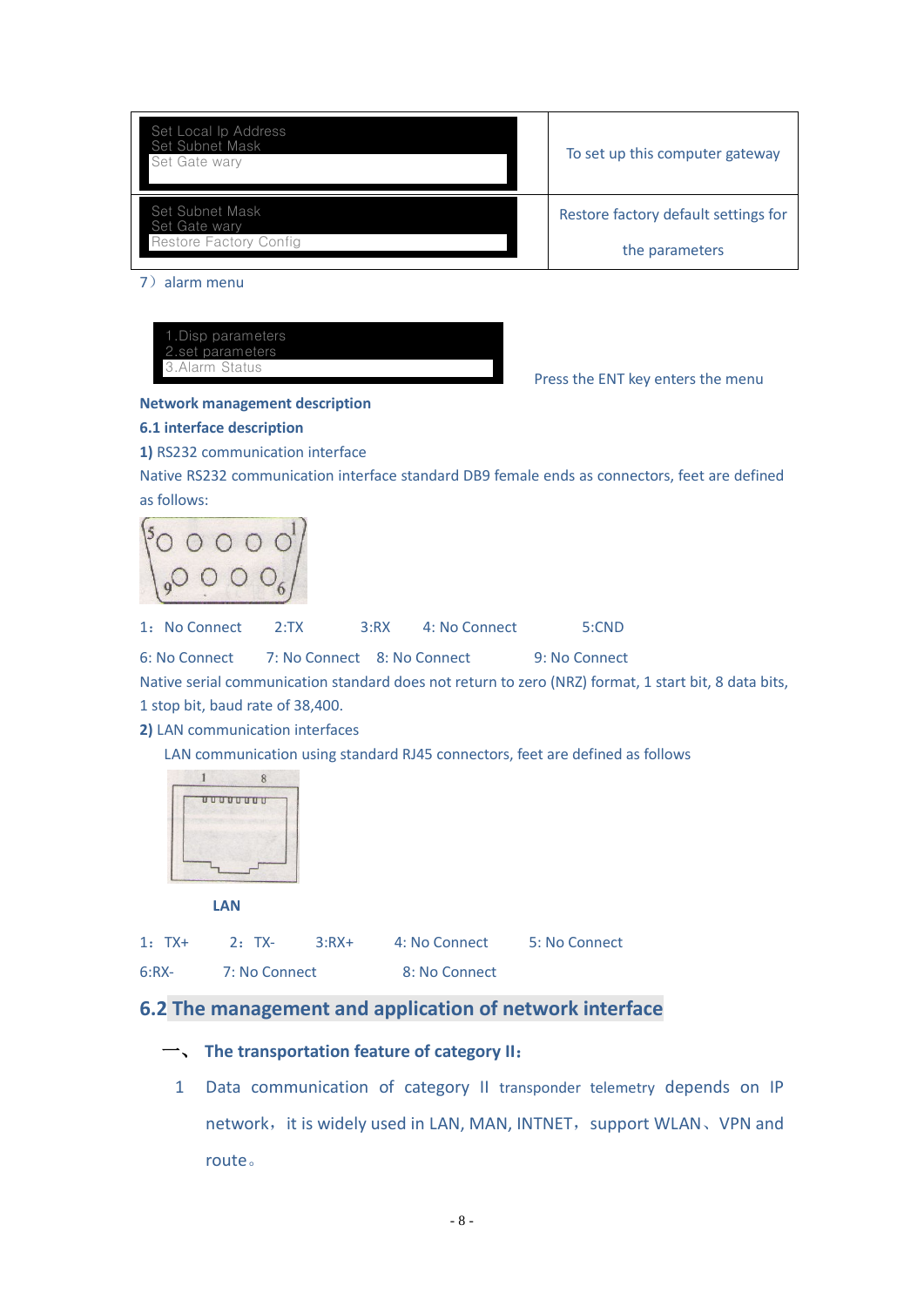| Set Local Ip Address<br>Set Subnet Mask<br>Set Gate wary | To set up this computer gateway |
|---|---|
| Set Subnet Mask<br>Set Gate wary<br>Restore Factory Config | Restore factory default settings for the parameters |

7）alarm menu

1.Disp parameters
2.set parameters
3.Alarm Status

Press the ENT key enters the menu

**Network management description**

**6.1 interface description**

**1)** RS232 communication interface

Native RS232 communication interface standard DB9 female ends as connectors, feet are defined as follows:

1：No Connect　2:TX　3:RX　4: No Connect　5:CND

6: No Connect　7: No Connect　8: No Connect　9: No Connect

Native serial communication standard does not return to zero (NRZ) format, 1 start bit, 8 data bits, 1 stop bit, baud rate of 38,400.

**2)** LAN communication interfaces

LAN communication using standard RJ45 connectors, feet are defined as follows

**LAN**

1：TX+　2：TX-　3:RX+　4: No Connect　5: No Connect

6:RX-　7: No Connect　8: No Connect

## 6.2 The management and application of network interface

**一、 The transportation feature of category II：**

1 Data communication of category II transponder telemetry depends on IP network，it is widely used in LAN, MAN, INTNET，support WLAN、VPN and route。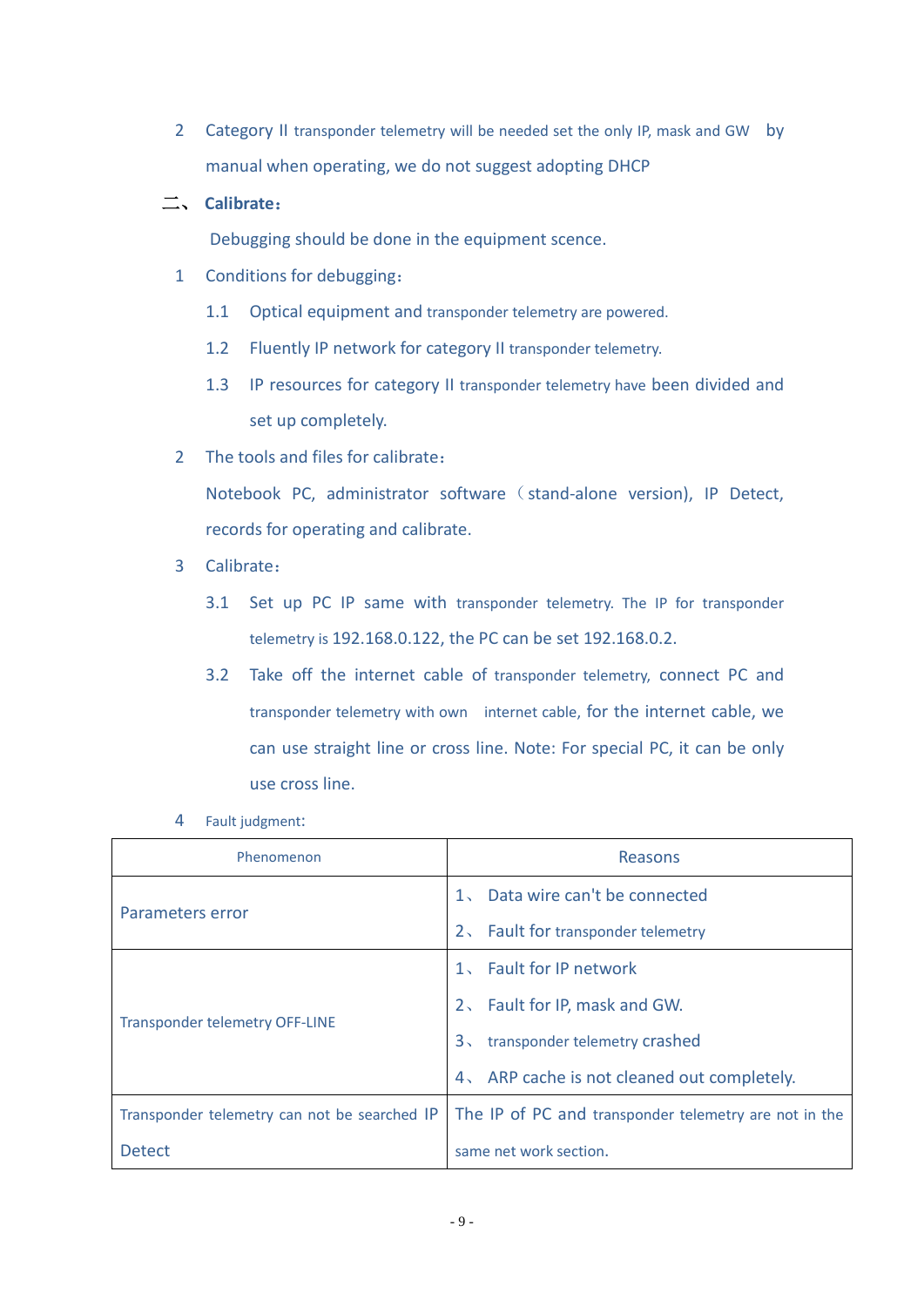2 Category II transponder telemetry will be needed set the only IP, mask and GW by manual when operating, we do not suggest adopting DHCP

## 二、 Calibrate：

Debugging should be done in the equipment scence.

1 Conditions for debugging：

1.1 Optical equipment and transponder telemetry are powered.

1.2 Fluently IP network for category II transponder telemetry.

1.3 IP resources for category II transponder telemetry have been divided and set up completely.

2 The tools and files for calibrate：

Notebook PC, administrator software（stand-alone version), IP Detect, records for operating and calibrate.

3 Calibrate：

3.1 Set up PC IP same with transponder telemetry. The IP for transponder telemetry is 192.168.0.122, the PC can be set 192.168.0.2.

3.2 Take off the internet cable of transponder telemetry, connect PC and transponder telemetry with own internet cable, for the internet cable, we can use straight line or cross line. Note: For special PC, it can be only use cross line.

4 Fault judgment:

| Phenomenon | Reasons |
|---|---|
| Parameters error | 1、 Data wire can't be connected<br>2、 Fault for transponder telemetry |
| Transponder telemetry OFF-LINE | 1、 Fault for IP network<br>2、 Fault for IP, mask and GW.<br>3、 transponder telemetry crashed<br>4、 ARP cache is not cleaned out completely. |
| Transponder telemetry can not be searched IP Detect | The IP of PC and transponder telemetry are not in the same net work section. |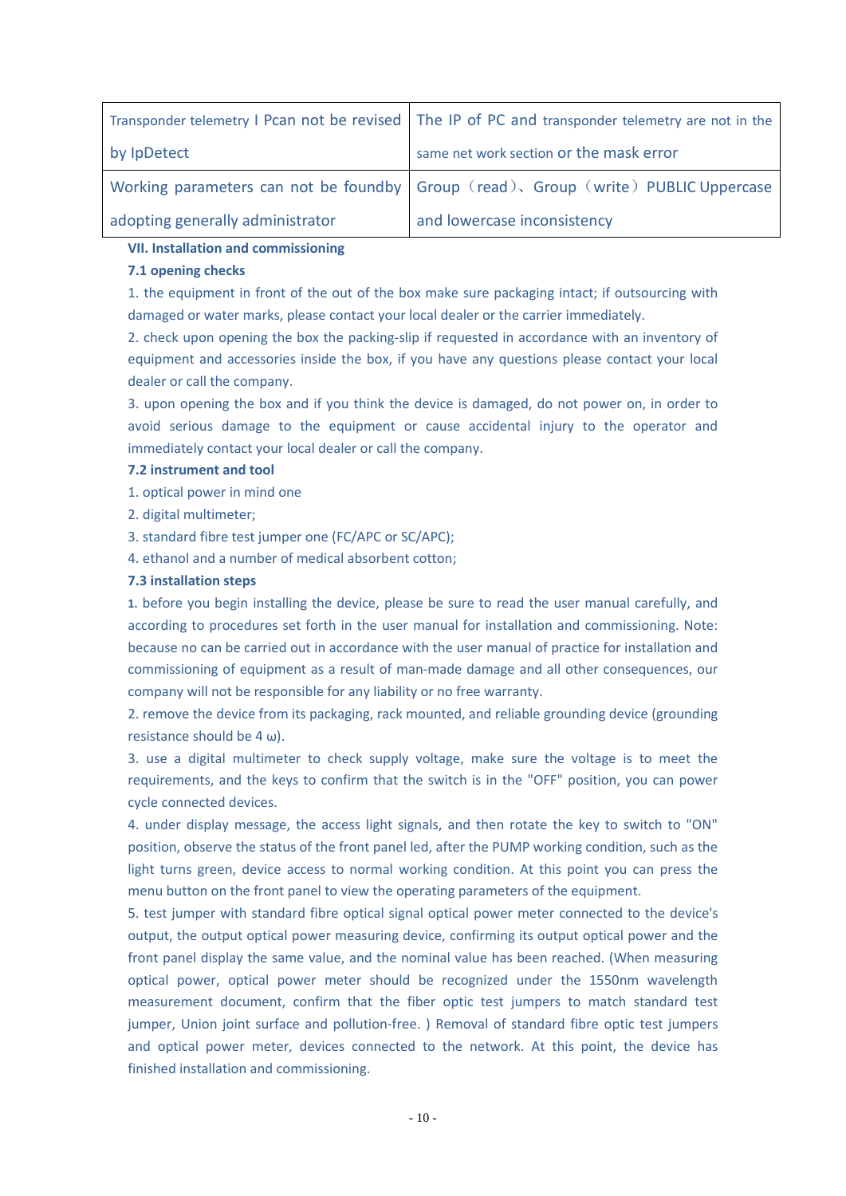| Transponder telemetry I Pcan not be revised by IpDetect | The IP of PC and transponder telemetry are not in the same net work section or the mask error |
| --- | --- |
| Working parameters can not be foundby adopting generally administrator | Group（read）、Group（write）PUBLIC Uppercase and lowercase inconsistency |

**VII. Installation and commissioning**

**7.1 opening checks**

1. the equipment in front of the out of the box make sure packaging intact; if outsourcing with damaged or water marks, please contact your local dealer or the carrier immediately.
2. check upon opening the box the packing-slip if requested in accordance with an inventory of equipment and accessories inside the box, if you have any questions please contact your local dealer or call the company.
3. upon opening the box and if you think the device is damaged, do not power on, in order to avoid serious damage to the equipment or cause accidental injury to the operator and immediately contact your local dealer or call the company.

**7.2 instrument and tool**

1. optical power in mind one
2. digital multimeter;
3. standard fibre test jumper one (FC/APC or SC/APC);
4. ethanol and a number of medical absorbent cotton;

**7.3 installation steps**

**1.** before you begin installing the device, please be sure to read the user manual carefully, and according to procedures set forth in the user manual for installation and commissioning. Note: because no can be carried out in accordance with the user manual of practice for installation and commissioning of equipment as a result of man-made damage and all other consequences, our company will not be responsible for any liability or no free warranty.

2. remove the device from its packaging, rack mounted, and reliable grounding device (grounding resistance should be 4 ω).

3. use a digital multimeter to check supply voltage, make sure the voltage is to meet the requirements, and the keys to confirm that the switch is in the "OFF" position, you can power cycle connected devices.

4. under display message, the access light signals, and then rotate the key to switch to "ON" position, observe the status of the front panel led, after the PUMP working condition, such as the light turns green, device access to normal working condition. At this point you can press the menu button on the front panel to view the operating parameters of the equipment.

5. test jumper with standard fibre optical signal optical power meter connected to the device's output, the output optical power measuring device, confirming its output optical power and the front panel display the same value, and the nominal value has been reached. (When measuring optical power, optical power meter should be recognized under the 1550nm wavelength measurement document, confirm that the fiber optic test jumpers to match standard test jumper, Union joint surface and pollution-free. ) Removal of standard fibre optic test jumpers and optical power meter, devices connected to the network. At this point, the device has finished installation and commissioning.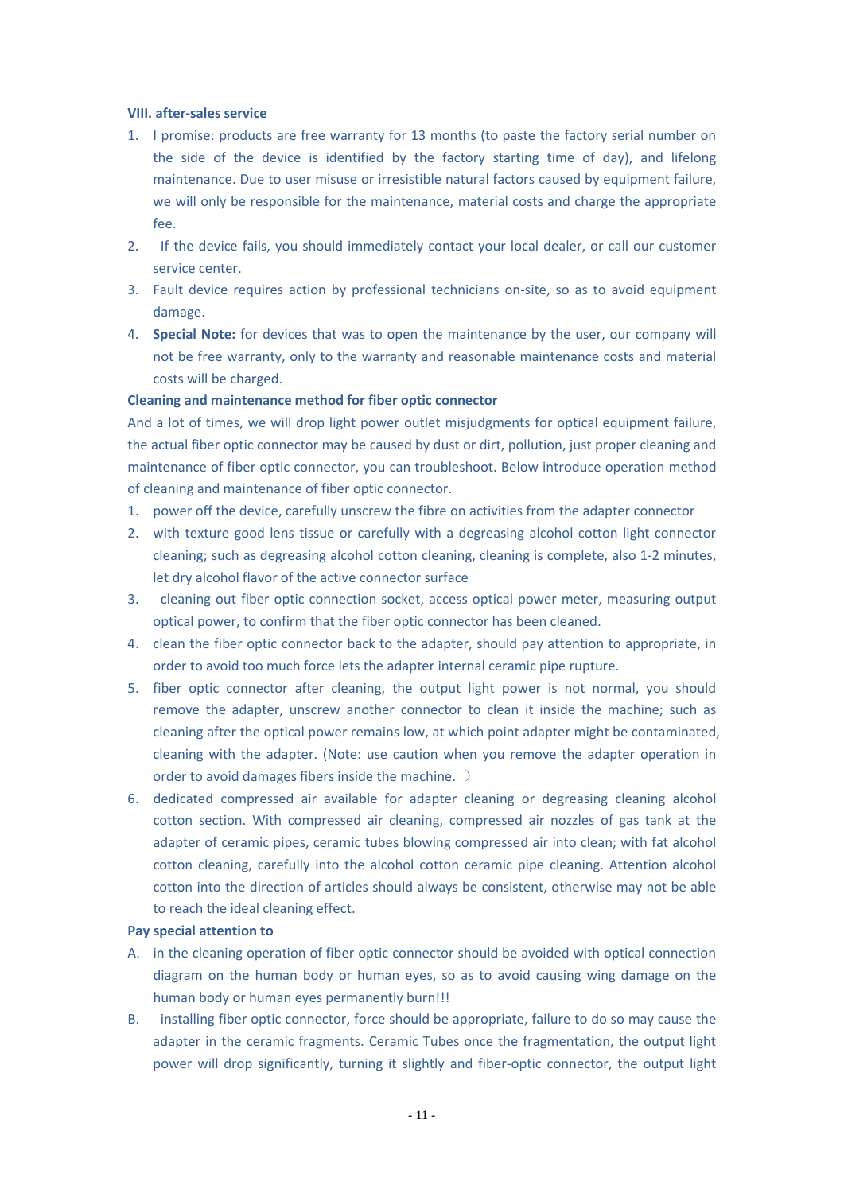**VIII. after-sales service**

1. I promise: products are free warranty for 13 months (to paste the factory serial number on the side of the device is identified by the factory starting time of day), and lifelong maintenance. Due to user misuse or irresistible natural factors caused by equipment failure, we will only be responsible for the maintenance, material costs and charge the appropriate fee.
2. If the device fails, you should immediately contact your local dealer, or call our customer service center.
3. Fault device requires action by professional technicians on-site, so as to avoid equipment damage.
4. **Special Note:** for devices that was to open the maintenance by the user, our company will not be free warranty, only to the warranty and reasonable maintenance costs and material costs will be charged.

**Cleaning and maintenance method for fiber optic connector**

And a lot of times, we will drop light power outlet misjudgments for optical equipment failure, the actual fiber optic connector may be caused by dust or dirt, pollution, just proper cleaning and maintenance of fiber optic connector, you can troubleshoot. Below introduce operation method of cleaning and maintenance of fiber optic connector.

1. power off the device, carefully unscrew the fibre on activities from the adapter connector
2. with texture good lens tissue or carefully with a degreasing alcohol cotton light connector cleaning; such as degreasing alcohol cotton cleaning, cleaning is complete, also 1-2 minutes, let dry alcohol flavor of the active connector surface
3. cleaning out fiber optic connection socket, access optical power meter, measuring output optical power, to confirm that the fiber optic connector has been cleaned.
4. clean the fiber optic connector back to the adapter, should pay attention to appropriate, in order to avoid too much force lets the adapter internal ceramic pipe rupture.
5. fiber optic connector after cleaning, the output light power is not normal, you should remove the adapter, unscrew another connector to clean it inside the machine; such as cleaning after the optical power remains low, at which point adapter might be contaminated, cleaning with the adapter. (Note: use caution when you remove the adapter operation in order to avoid damages fibers inside the machine. ）
6. dedicated compressed air available for adapter cleaning or degreasing cleaning alcohol cotton section. With compressed air cleaning, compressed air nozzles of gas tank at the adapter of ceramic pipes, ceramic tubes blowing compressed air into clean; with fat alcohol cotton cleaning, carefully into the alcohol cotton ceramic pipe cleaning. Attention alcohol cotton into the direction of articles should always be consistent, otherwise may not be able to reach the ideal cleaning effect.

**Pay special attention to**

A. in the cleaning operation of fiber optic connector should be avoided with optical connection diagram on the human body or human eyes, so as to avoid causing wing damage on the human body or human eyes permanently burn!!!

B. installing fiber optic connector, force should be appropriate, failure to do so may cause the adapter in the ceramic fragments. Ceramic Tubes once the fragmentation, the output light power will drop significantly, turning it slightly and fiber-optic connector, the output light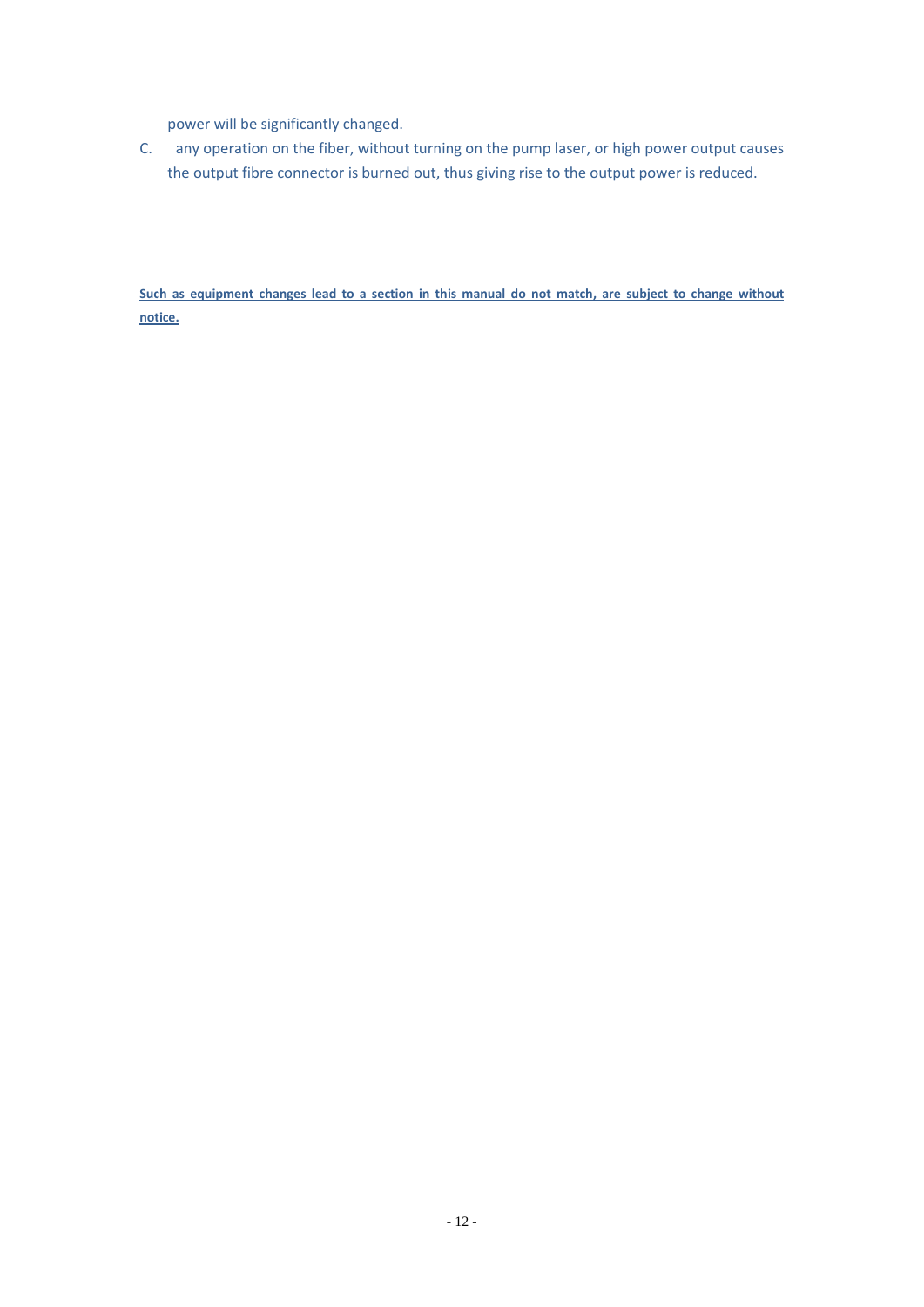power will be significantly changed.

C. any operation on the fiber, without turning on the pump laser, or high power output causes the output fibre connector is burned out, thus giving rise to the output power is reduced.

**Such as equipment changes lead to a section in this manual do not match, are subject to change without notice.**